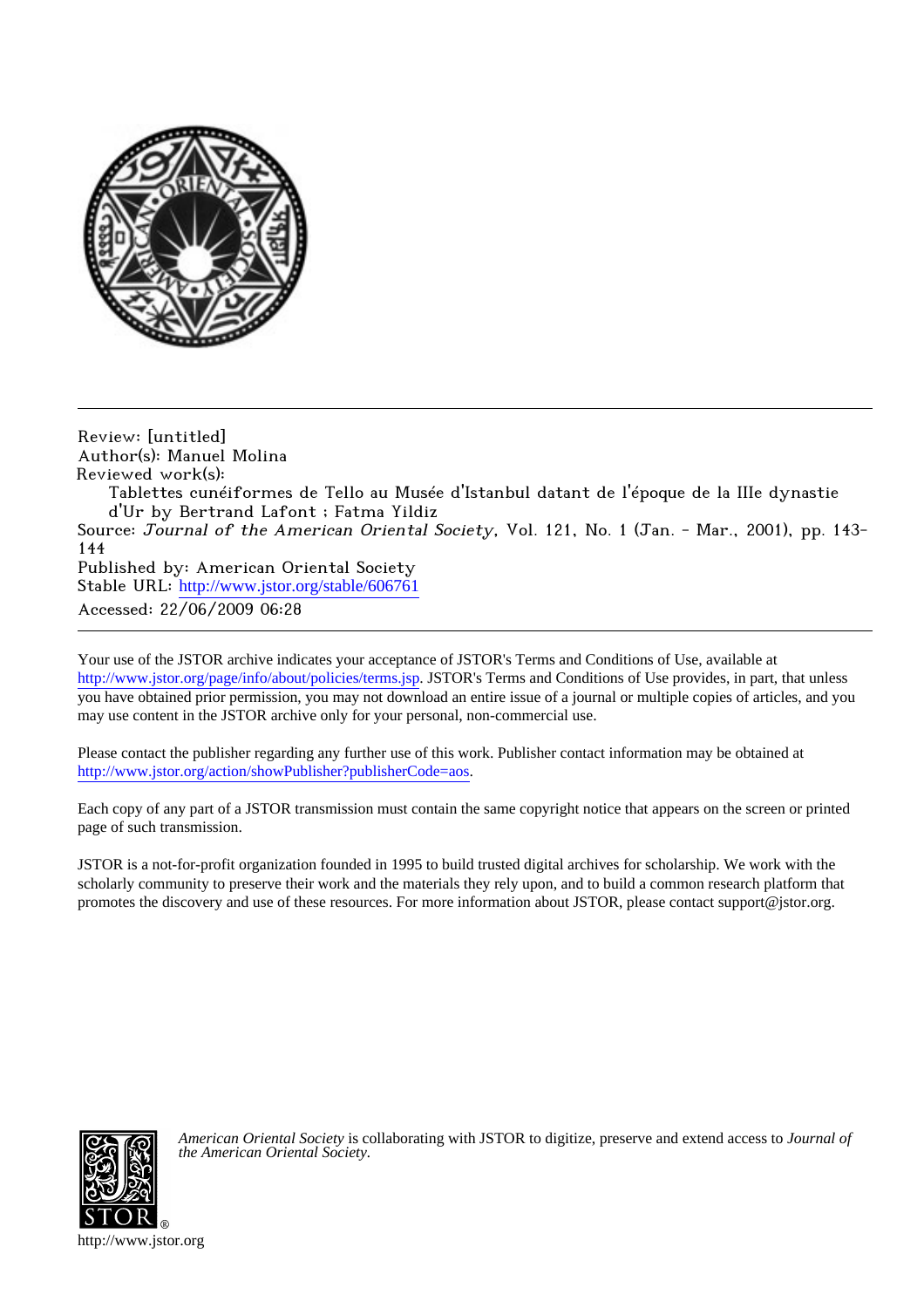Review: [untitled]
Author(s): Manuel Molina
Reviewed work(s):
Tablettes cunéiformes de Tello au Musée d'Istanbul datant de l'époque de la IIIe dynastie d'Ur by Bertrand Lafont ; Fatma Yildiz
Source: *Journal of the American Oriental Society*, Vol. 121, No. 1 (Jan. - Mar., 2001), pp. 143-144
Published by: American Oriental Society
Stable URL: http://www.jstor.org/stable/606761
Accessed: 22/06/2009 06:28

---

Your use of the JSTOR archive indicates your acceptance of JSTOR's Terms and Conditions of Use, available at http://www.jstor.org/page/info/about/policies/terms.jsp. JSTOR's Terms and Conditions of Use provides, in part, that unless you have obtained prior permission, you may not download an entire issue of a journal or multiple copies of articles, and you may use content in the JSTOR archive only for your personal, non-commercial use.

Please contact the publisher regarding any further use of this work. Publisher contact information may be obtained at http://www.jstor.org/action/showPublisher?publisherCode=aos.

Each copy of any part of a JSTOR transmission must contain the same copyright notice that appears on the screen or printed page of such transmission.

JSTOR is a not-for-profit organization founded in 1995 to build trusted digital archives for scholarship. We work with the scholarly community to preserve their work and the materials they rely upon, and to build a common research platform that promotes the discovery and use of these resources. For more information about JSTOR, please contact support@jstor.org.

*American Oriental Society* is collaborating with JSTOR to digitize, preserve and extend access to *Journal of the American Oriental Society.*

http://www.jstor.org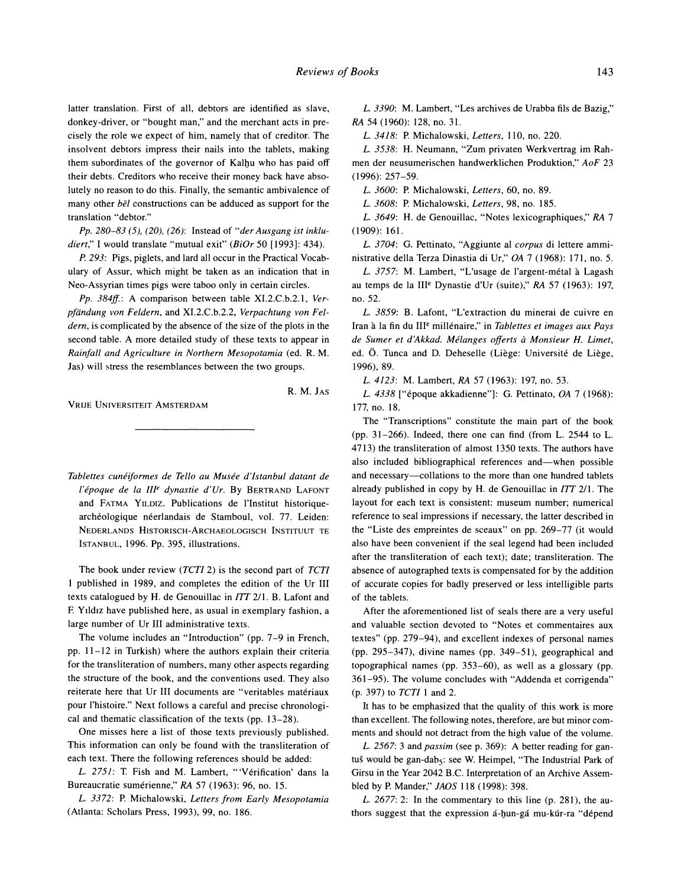latter translation. First of all, debtors are identified as slave, donkey-driver, or "bought man," and the merchant acts in precisely the role we expect of him, namely that of creditor. The insolvent debtors impress their nails into the tablets, making them subordinates of the governor of Kalḫu who has paid off their debts. Creditors who receive their money back have absolutely no reason to do this. Finally, the semantic ambivalence of many other *bēl* constructions can be adduced as support for the translation "debtor."

*Pp. 280–83 (5), (20), (26)*: Instead of "*der Ausgang ist inkludiert*," I would translate "mutual exit" (*BiOr* 50 [1993]: 434).

*P. 293*: Pigs, piglets, and lard all occur in the Practical Vocabulary of Assur, which might be taken as an indication that in Neo-Assyrian times pigs were taboo only in certain circles.

*Pp. 384ff.*: A comparison between table XI.2.C.b.2.1, *Verpfändung von Feldern*, and XI.2.C.b.2.2, *Verpachtung von Feldern*, is complicated by the absence of the size of the plots in the second table. A more detailed study of these texts to appear in *Rainfall and Agriculture in Northern Mesopotamia* (ed. R. M. Jas) will stress the resemblances between the two groups.

R. M. JAS

VRIJE UNIVERSITEIT AMSTERDAM

---

*Tablettes cunéiformes de Tello au Musée d'Istanbul datant de l'époque de la III^e dynastie d'Ur*. By BERTRAND LAFONT and FATMA YILDIZ. Publications de l'Institut historique-archéologique néerlandais de Stamboul, vol. 77. Leiden: NEDERLANDS HISTORISCH-ARCHAEOLOGISCH INSTITUUT TE ISTANBUL, 1996. Pp. 395, illustrations.

The book under review (*TCTI* 2) is the second part of *TCTI* 1 published in 1989, and completes the edition of the Ur III texts catalogued by H. de Genouillac in *ITT* 2/1. B. Lafont and F. Yıldız have published here, as usual in exemplary fashion, a large number of Ur III administrative texts.

The volume includes an "Introduction" (pp. 7–9 in French, pp. 11–12 in Turkish) where the authors explain their criteria for the transliteration of numbers, many other aspects regarding the structure of the book, and the conventions used. They also reiterate here that Ur III documents are "veritables matériaux pour l'histoire." Next follows a careful and precise chronological and thematic classification of the texts (pp. 13–28).

One misses here a list of those texts previously published. This information can only be found with the transliteration of each text. There the following references should be added:

*L. 2751*: T. Fish and M. Lambert, "'Vérification' dans la Bureaucratie sumérienne," *RA* 57 (1963): 96, no. 15.

*L. 3372*: P. Michalowski, *Letters from Early Mesopotamia* (Atlanta: Scholars Press, 1993), 99, no. 186.

*L. 3390*: M. Lambert, "Les archives de Urabba fils de Bazig," *RA* 54 (1960): 128, no. 31.

*L. 3418*: P. Michalowski, *Letters*, 110, no. 220.

*L. 3538*: H. Neumann, "Zum privaten Werkvertrag im Rahmen der neusumerischen handwerklichen Produktion," *AoF* 23 (1996): 257–59.

*L. 3600*: P. Michalowski, *Letters*, 60, no. 89.

*L. 3608*: P. Michalowski, *Letters*, 98, no. 185.

*L. 3649*: H. de Genouillac, "Notes lexicographiques," *RA* 7 (1909): 161.

*L. 3704*: G. Pettinato, "Aggiunte al *corpus* di lettere amministrative della Terza Dinastia di Ur," *OA* 7 (1968): 171, no. 5.

*L. 3757*: M. Lambert, "L'usage de l'argent-métal à Lagash au temps de la III^e Dynastie d'Ur (suite)," *RA* 57 (1963): 197, no. 52.

*L. 3859*: B. Lafont, "L'extraction du minerai de cuivre en Iran à la fin du III^e millénaire," in *Tablettes et images aux Pays de Sumer et d'Akkad. Mélanges offerts à Monsieur H. Limet*, ed. Ö. Tunca and D. Deheselle (Liège: Université de Liège, 1996), 89.

*L. 4123*: M. Lambert, *RA* 57 (1963): 197, no. 53.

*L. 4338* ["époque akkadienne"]: G. Pettinato, *OA* 7 (1968): 177, no. 18.

The "Transcriptions" constitute the main part of the book (pp. 31–266). Indeed, there one can find (from L. 2544 to L. 4713) the transliteration of almost 1350 texts. The authors have also included bibliographical references and—when possible and necessary—collations to the more than one hundred tablets already published in copy by H. de Genouillac in *ITT* 2/1. The layout for each text is consistent: museum number; numerical reference to seal impressions if necessary, the latter described in the "Liste des empreintes de sceaux" on pp. 269–77 (it would also have been convenient if the seal legend had been included after the transliteration of each text); date; transliteration. The absence of autographed texts is compensated for by the addition of accurate copies for badly preserved or less intelligible parts of the tablets.

After the aforementioned list of seals there are a very useful and valuable section devoted to "Notes et commentaires aux textes" (pp. 279–94), and excellent indexes of personal names (pp. 295–347), divine names (pp. 349–51), geographical and topographical names (pp. 353–60), as well as a glossary (pp. 361–95). The volume concludes with "Addenda et corrigenda" (p. 397) to *TCTI* 1 and 2.

It has to be emphasized that the quality of this work is more than excellent. The following notes, therefore, are but minor comments and should not detract from the high value of the volume.

*L. 2567*: 3 and *passim* (see p. 369): A better reading for gan-tuš would be gan-dab$_5$: see W. Heimpel, "The Industrial Park of Girsu in the Year 2042 B.C. Interpretation of an Archive Assembled by P. Mander," *JAOS* 118 (1998): 398.

*L. 2677*: 2: In the commentary to this line (p. 281), the authors suggest that the expression á-ḫun-gá mu-kúr-ra "dépend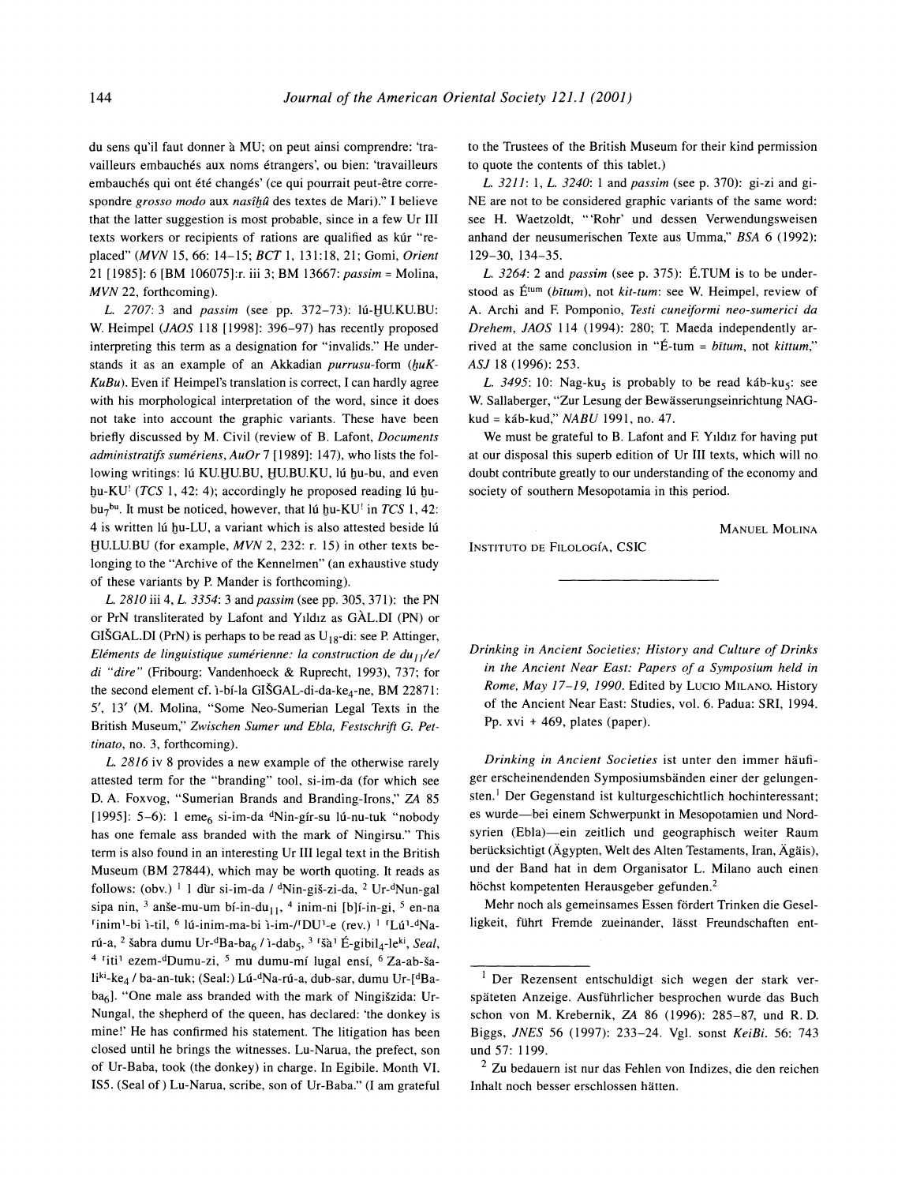du sens qu'il faut donner à MU; on peut ainsi comprendre: 'travailleurs embauchés aux noms étrangers', ou bien: 'travailleurs embauchés qui ont été changés' (ce qui pourrait peut-être correspondre *grosso modo* aux *nasīḫū* des textes de Mari)." I believe that the latter suggestion is most probable, since in a few Ur III texts workers or recipients of rations are qualified as kúr "replaced" (*MVN* 15, 66: 14–15; *BCT* 1, 131:18, 21; Gomi, *Orient* 21 [1985]: 6 [BM 106075]:r. iii 3; BM 13667: *passim* = Molina, *MVN* 22, forthcoming).

*L. 2707*: 3 and *passim* (see pp. 372–73): lú-ḪU.KU.BU: W. Heimpel (*JAOS* 118 [1998]: 396–97) has recently proposed interpreting this term as a designation for "invalids." He understands it as an example of an Akkadian *purrusu*-form (*ḫuK-KuBu*). Even if Heimpel's translation is correct, I can hardly agree with his morphological interpretation of the word, since it does not take into account the graphic variants. These have been briefly discussed by M. Civil (review of B. Lafont, *Documents administratifs sumériens*, *AuOr* 7 [1989]: 147), who lists the following writings: lú KU.ḪU.BU, ḪU.BU.KU, lú ḫu-bu, and even ḫu-KU! (*TCS* 1, 42: 4); accordingly he proposed reading lú ḫu-$bu_7^{bu}$. It must be noticed, however, that lú ḫu-KU! in *TCS* 1, 42: 4 is written lú ḫu-LU, a variant which is also attested beside lú ḪU.LU.BU (for example, *MVN* 2, 232: r. 15) in other texts belonging to the "Archive of the Kennelmen" (an exhaustive study of these variants by P. Mander is forthcoming).

*L. 2810* iii 4, *L. 3354*: 3 and *passim* (see pp. 305, 371): the PN or PrN transliterated by Lafont and Yıldız as GÀL.DI (PN) or GIŠGAL.DI (PrN) is perhaps to be read as $U_{18}$-di: see P. Attinger, *Eléments de linguistique sumérienne: la construction de $du_{11}$/e/ di "dire"* (Fribourg: Vandenhoeck & Ruprecht, 1993), 737; for the second element cf. ì-bí-la GIŠGAL-di-da-$ke_4$-ne, BM 22871: 5′, 13′ (M. Molina, "Some Neo-Sumerian Legal Texts in the British Museum," *Zwischen Sumer und Ebla, Festschrift G. Pettinato*, no. 3, forthcoming).

*L. 2816* iv 8 provides a new example of the otherwise rarely attested term for the "branding" tool, si-im-da (for which see D. A. Foxvog, "Sumerian Brands and Branding-Irons," *ZA* 85 [1995]: 5–6): 1 $eme_6$ si-im-da $^d$Nin-gír-su lú-nu-tuk "nobody has one female ass branded with the mark of Ningirsu." This term is also found in an interesting Ur III legal text in the British Museum (BM 27844), which may be worth quoting. It reads as follows: (obv.) 1 1 dùr si-im-da / $^d$Nin-giš-zi-da, 2 Ur-$^d$Nun-gal sipa nin, 3 anše-mu-um bí-in-$du_{11}$, 4 inim-ni [b]í-in-gi, 5 en-na ⌜inim⌝-bi ì-til, 6 lú-inim-ma-bi ì-im-/⌜DU⌝-e (rev.) 1 ⌜Lú⌝-$^d$Na-rú-a, 2 šabra dumu Ur-$^d$Ba-$ba_6$ / ì-$dab_5$, 3 ⌜šà⌝ É-$gibil_4$-$le^{ki}$, *Seal*, 4 ⌜iti⌝ ezem-$^d$Dumu-zi, 5 mu dumu-mí lugal ensí, 6 Za-ab-ša-$li^{ki}$-$ke_4$ / ba-an-tuk; (Seal:) Lú-$^d$Na-rú-a, dub-sar, dumu Ur-[$^d$Ba-$ba_6$]. "One male ass branded with the mark of Ningišzida: Ur-Nungal, the shepherd of the queen, has declared: 'the donkey is mine!' He has confirmed his statement. The litigation has been closed until he brings the witnesses. Lu-Narua, the prefect, son of Ur-Baba, took (the donkey) in charge. In Egibile. Month VI. IS5. (Seal of) Lu-Narua, scribe, son of Ur-Baba." (I am grateful to the Trustees of the British Museum for their kind permission to quote the contents of this tablet.)

*L. 3211*: 1, *L. 3240*: 1 and *passim* (see p. 370): gi-zi and gi-NE are not to be considered graphic variants of the same word: see H. Waetzoldt, "'Rohr' und dessen Verwendungsweisen anhand der neusumerischen Texte aus Umma," *BSA* 6 (1992): 129–30, 134–35.

*L. 3264*: 2 and *passim* (see p. 375): É.TUM is to be understood as $É^{tum}$ (*bītum*), not *kit-tum*: see W. Heimpel, review of A. Archi and F. Pomponio, *Testi cuneiformi neo-sumerici da Drehem*, *JAOS* 114 (1994): 280; T. Maeda independently arrived at the same conclusion in "É-tum = *bītum*, not *kittum*," *ASJ* 18 (1996): 253.

*L. 3495*: 10: Nag-$ku_5$ is probably to be read káb-$ku_5$: see W. Sallaberger, "Zur Lesung der Bewässerungseinrichtung NAG-kud = káb-kud," *NABU* 1991, no. 47.

We must be grateful to B. Lafont and F. Yıldız for having put at our disposal this superb edition of Ur III texts, which will no doubt contribute greatly to our understanding of the economy and society of southern Mesopotamia in this period.

MANUEL MOLINA

INSTITUTO DE FILOLOGÍA, CSIC

---

*Drinking in Ancient Societies; History and Culture of Drinks in the Ancient Near East: Papers of a Symposium held in Rome, May 17–19, 1990.* Edited by LUCIO MILANO. History of the Ancient Near East: Studies, vol. 6. Padua: SRI, 1994. Pp. xvi + 469, plates (paper).

*Drinking in Ancient Societies* ist unter den immer häufiger erscheinendenden Symposiumsbänden einer der gelungensten.[1] Der Gegenstand ist kulturgeschichtlich hochinteressant; es wurde—bei einem Schwerpunkt in Mesopotamien und Nordsyrien (Ebla)—ein zeitlich und geographisch weiter Raum berücksichtigt (Ägypten, Welt des Alten Testaments, Iran, Ägäis), und der Band hat in dem Organisator L. Milano auch einen höchst kompetenten Herausgeber gefunden.[2]

Mehr noch als gemeinsames Essen fördert Trinken die Geselligkeit, führt Fremde zueinander, lässt Freundschaften ent-

[1] Der Rezensent entschuldigt sich wegen der stark verspäteten Anzeige. Ausführlicher besprochen wurde das Buch schon von M. Krebernik, *ZA* 86 (1996): 285–87, und R. D. Biggs, *JNES* 56 (1997): 233–24. Vgl. sonst *KeiBi.* 56: 743 und 57: 1199.

[2] Zu bedauern ist nur das Fehlen von Indizes, die den reichen Inhalt noch besser erschlossen hätten.